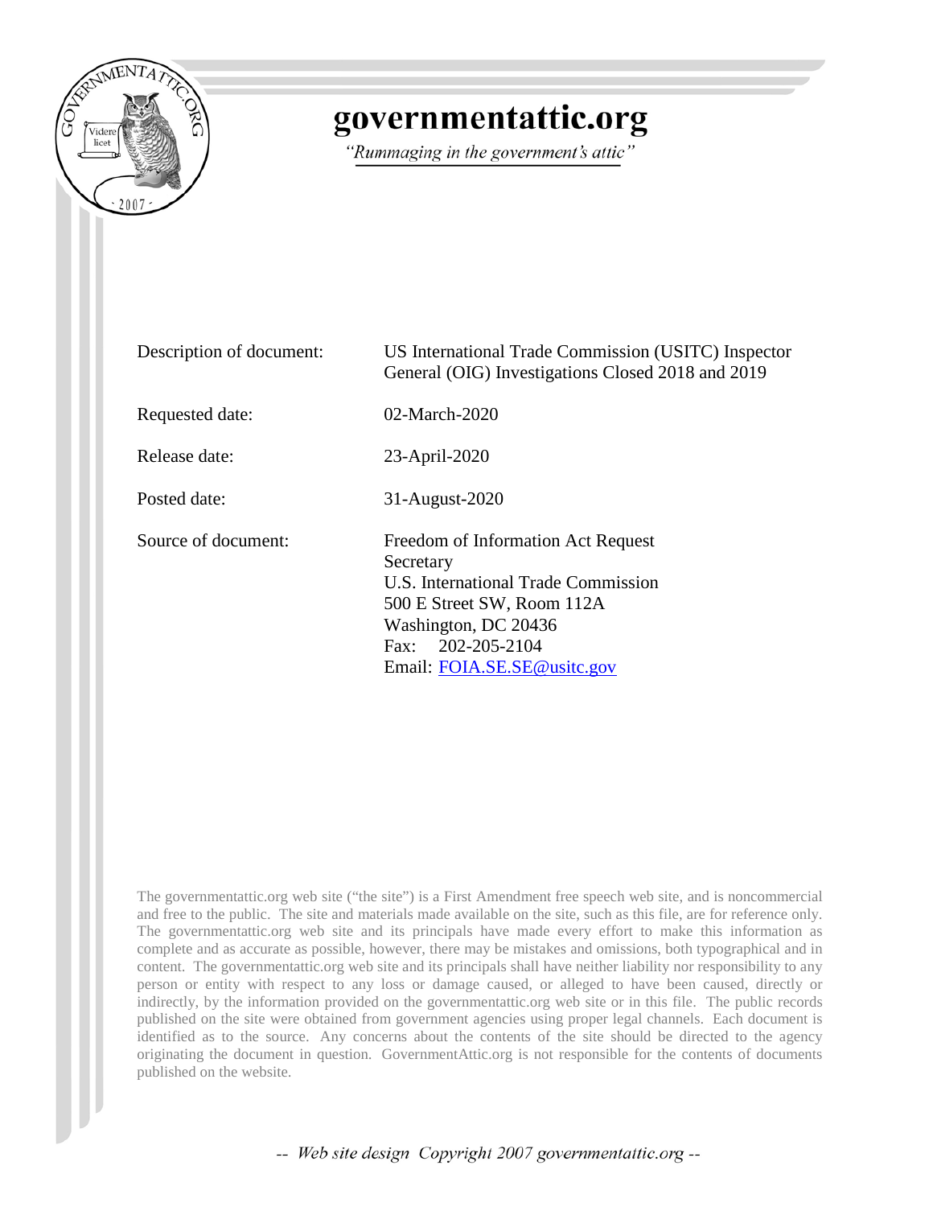# governmentattic.org

*"Rummaging in the government's attic"*

| | |
|---|---|
| Description of document: | US International Trade Commission (USITC) Inspector General (OIG) Investigations Closed 2018 and 2019 |
| Requested date: | 02-March-2020 |
| Release date: | 23-April-2020 |
| Posted date: | 31-August-2020 |
| Source of document: | Freedom of Information Act Request<br>Secretary<br>U.S. International Trade Commission<br>500 E Street SW, Room 112A<br>Washington, DC 20436<br>Fax: 202-205-2104<br>Email: FOIA.SE.SE@usitc.gov |

The governmentattic.org web site ("the site") is a First Amendment free speech web site, and is noncommercial and free to the public. The site and materials made available on the site, such as this file, are for reference only. The governmentattic.org web site and its principals have made every effort to make this information as complete and as accurate as possible, however, there may be mistakes and omissions, both typographical and in content. The governmentattic.org web site and its principals shall have neither liability nor responsibility to any person or entity with respect to any loss or damage caused, or alleged to have been caused, directly or indirectly, by the information provided on the governmentattic.org web site or in this file. The public records published on the site were obtained from government agencies using proper legal channels. Each document is identified as to the source. Any concerns about the contents of the site should be directed to the agency originating the document in question. GovernmentAttic.org is not responsible for the contents of documents published on the website.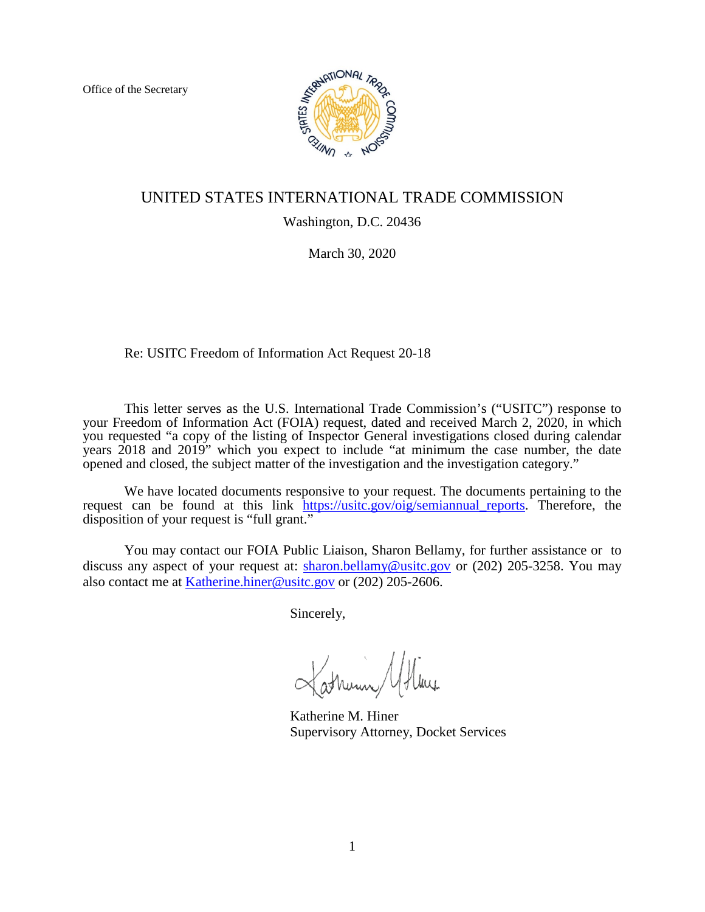Office of the Secretary

# UNITED STATES INTERNATIONAL TRADE COMMISSION

Washington, D.C. 20436

March 30, 2020

Re: USITC Freedom of Information Act Request 20-18

This letter serves as the U.S. International Trade Commission's ("USITC") response to your Freedom of Information Act (FOIA) request, dated and received March 2, 2020, in which you requested "a copy of the listing of Inspector General investigations closed during calendar years 2018 and 2019" which you expect to include "at minimum the case number, the date opened and closed, the subject matter of the investigation and the investigation category."

We have located documents responsive to your request. The documents pertaining to the request can be found at this link https://usitc.gov/oig/semiannual_reports. Therefore, the disposition of your request is "full grant."

You may contact our FOIA Public Liaison, Sharon Bellamy, for further assistance or to discuss any aspect of your request at: sharon.bellamy@usitc.gov or (202) 205-3258. You may also contact me at Katherine.hiner@usitc.gov or (202) 205-2606.

Sincerely,

Katherine M. Hiner
Supervisory Attorney, Docket Services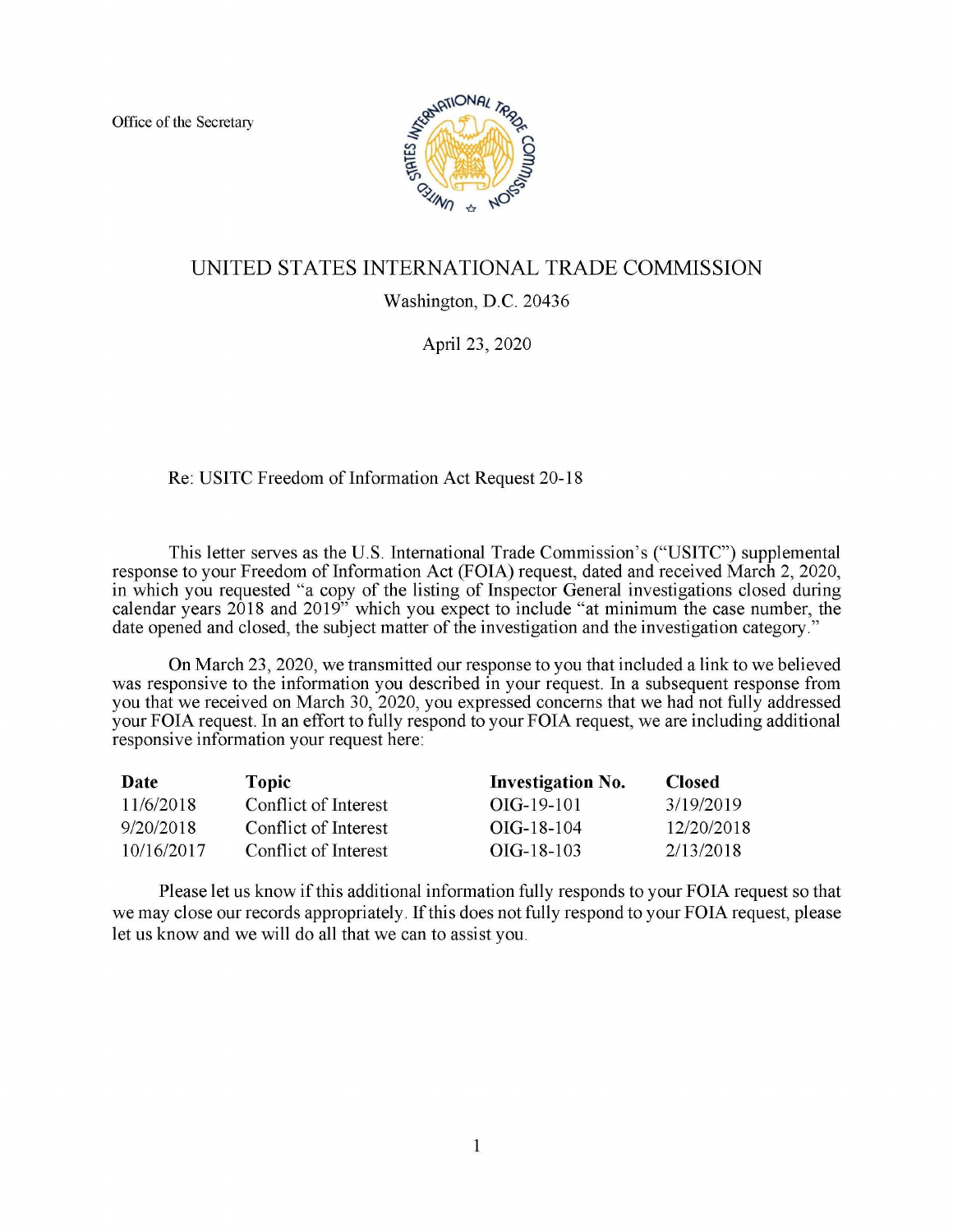Office of the Secretary

# UNITED STATES INTERNATIONAL TRADE COMMISSION

Washington, D.C. 20436

April 23, 2020

Re: USITC Freedom of Information Act Request 20-18

This letter serves as the U.S. International Trade Commission's ("USITC") supplemental response to your Freedom of Information Act (FOIA) request, dated and received March 2, 2020, in which you requested "a copy of the listing of Inspector General investigations closed during calendar years 2018 and 2019" which you expect to include "at minimum the case number, the date opened and closed, the subject matter of the investigation and the investigation category."

On March 23, 2020, we transmitted our response to you that included a link to we believed was responsive to the information you described in your request. In a subsequent response from you that we received on March 30, 2020, you expressed concerns that we had not fully addressed your FOIA request. In an effort to fully respond to your FOIA request, we are including additional responsive information your request here:

| Date | Topic | Investigation No. | Closed |
|---|---|---|---|
| 11/6/2018 | Conflict of Interest | OIG-19-101 | 3/19/2019 |
| 9/20/2018 | Conflict of Interest | OIG-18-104 | 12/20/2018 |
| 10/16/2017 | Conflict of Interest | OIG-18-103 | 2/13/2018 |

Please let us know if this additional information fully responds to your FOIA request so that we may close our records appropriately. If this does not fully respond to your FOIA request, please let us know and we will do all that we can to assist you.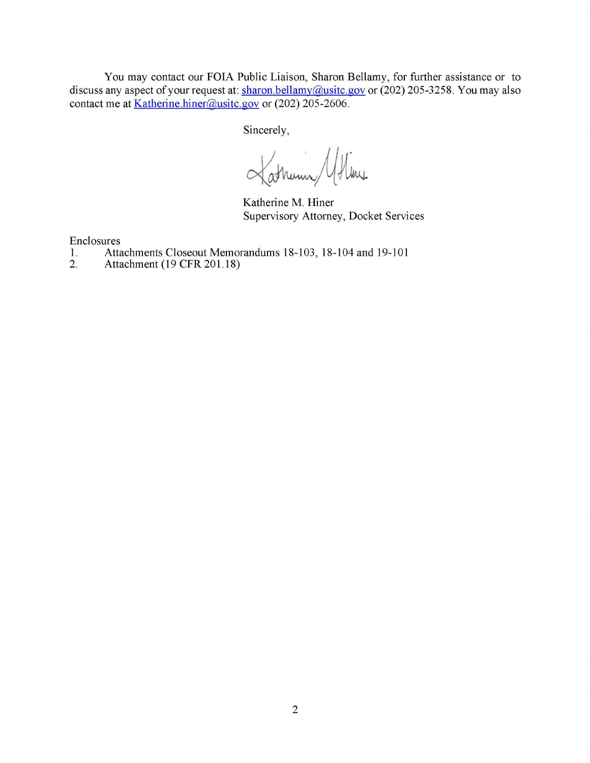You may contact our FOIA Public Liaison, Sharon Bellamy, for further assistance or to discuss any aspect of your request at: sharon.bellamy@usitc.gov or (202) 205-3258. You may also contact me at Katherine.hiner@usitc.gov or (202) 205-2606.

Sincerely,

Katherine M. Hiner
Supervisory Attorney, Docket Services

Enclosures

1. Attachments Closeout Memorandums 18-103, 18-104 and 19-101
2. Attachment (19 CFR 201.18)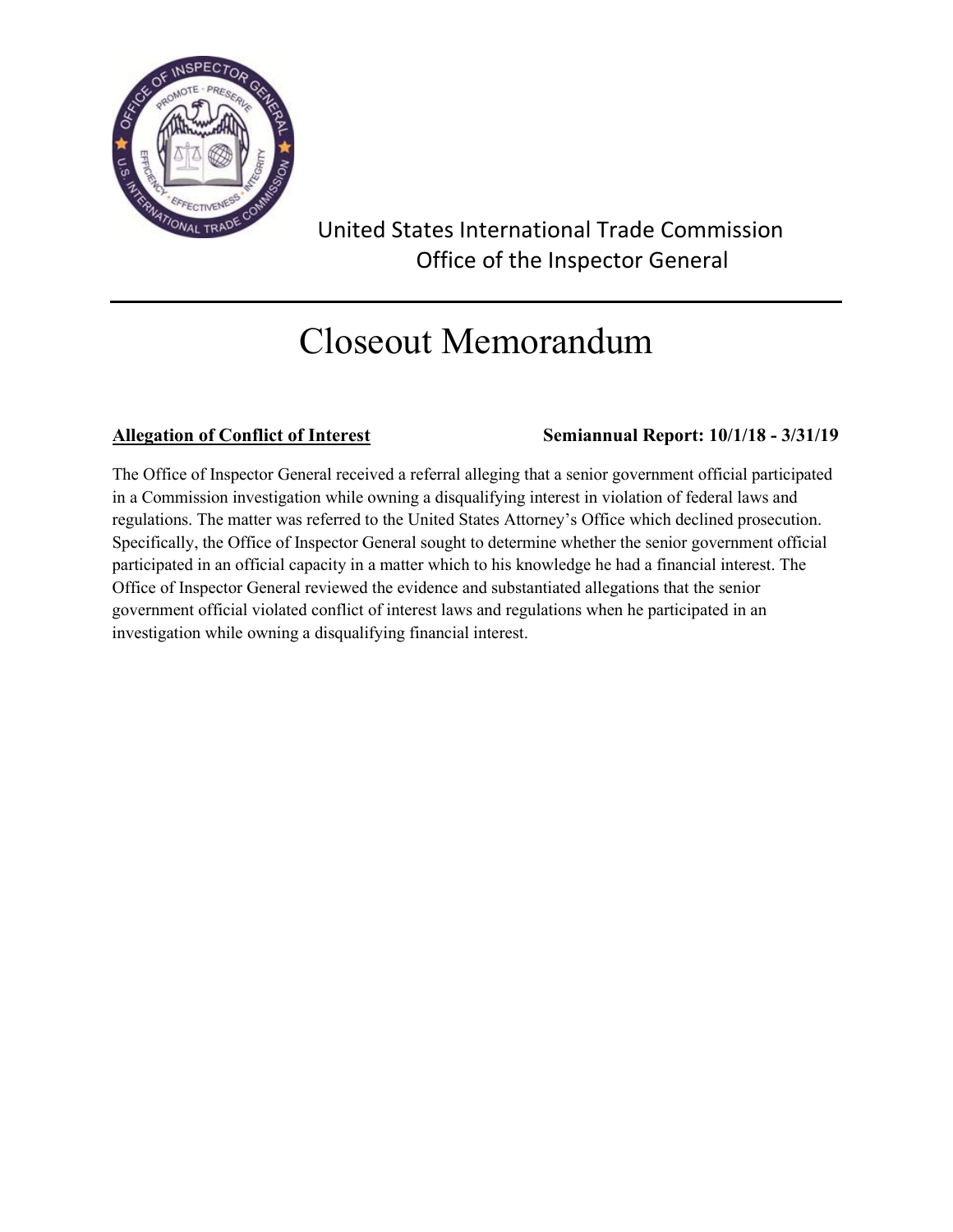United States International Trade Commission
Office of the Inspector General

# Closeout Memorandum

**Allegation of Conflict of Interest** **Semiannual Report: 10/1/18 - 3/31/19**

The Office of Inspector General received a referral alleging that a senior government official participated in a Commission investigation while owning a disqualifying interest in violation of federal laws and regulations. The matter was referred to the United States Attorney's Office which declined prosecution. Specifically, the Office of Inspector General sought to determine whether the senior government official participated in an official capacity in a matter which to his knowledge he had a financial interest. The Office of Inspector General reviewed the evidence and substantiated allegations that the senior government official violated conflict of interest laws and regulations when he participated in an investigation while owning a disqualifying financial interest.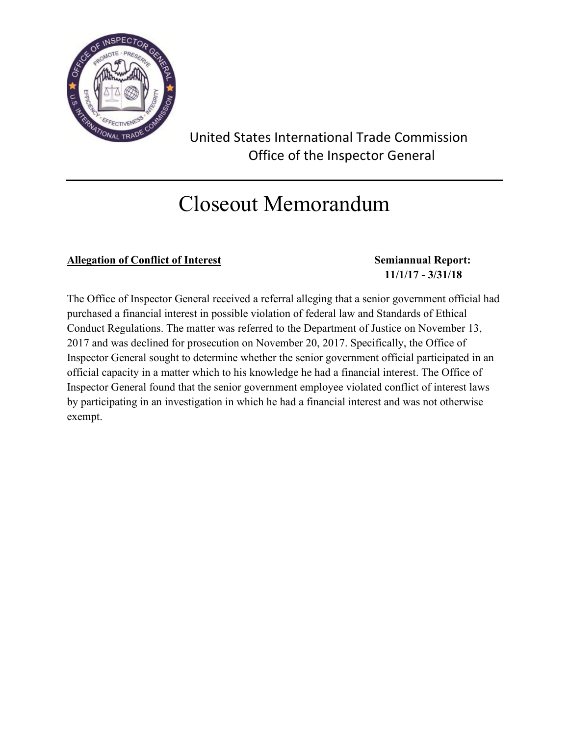United States International Trade Commission
Office of the Inspector General

# Closeout Memorandum

**Allegation of Conflict of Interest**

**Semiannual Report: 11/1/17 - 3/31/18**

The Office of Inspector General received a referral alleging that a senior government official had purchased a financial interest in possible violation of federal law and Standards of Ethical Conduct Regulations. The matter was referred to the Department of Justice on November 13, 2017 and was declined for prosecution on November 20, 2017. Specifically, the Office of Inspector General sought to determine whether the senior government official participated in an official capacity in a matter which to his knowledge he had a financial interest. The Office of Inspector General found that the senior government employee violated conflict of interest laws by participating in an investigation in which he had a financial interest and was not otherwise exempt.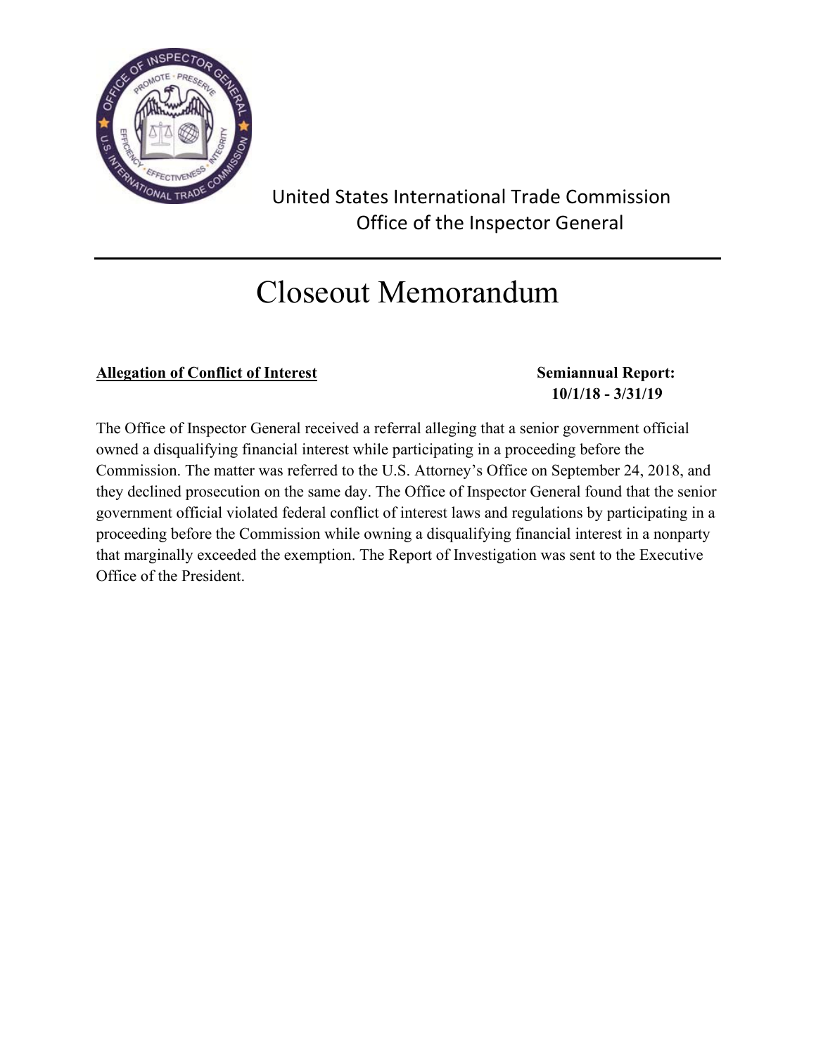United States International Trade Commission
Office of the Inspector General

# Closeout Memorandum

**Allegation of Conflict of Interest**

**Semiannual Report: 10/1/18 - 3/31/19**

The Office of Inspector General received a referral alleging that a senior government official owned a disqualifying financial interest while participating in a proceeding before the Commission. The matter was referred to the U.S. Attorney's Office on September 24, 2018, and they declined prosecution on the same day. The Office of Inspector General found that the senior government official violated federal conflict of interest laws and regulations by participating in a proceeding before the Commission while owning a disqualifying financial interest in a nonparty that marginally exceeded the exemption. The Report of Investigation was sent to the Executive Office of the President.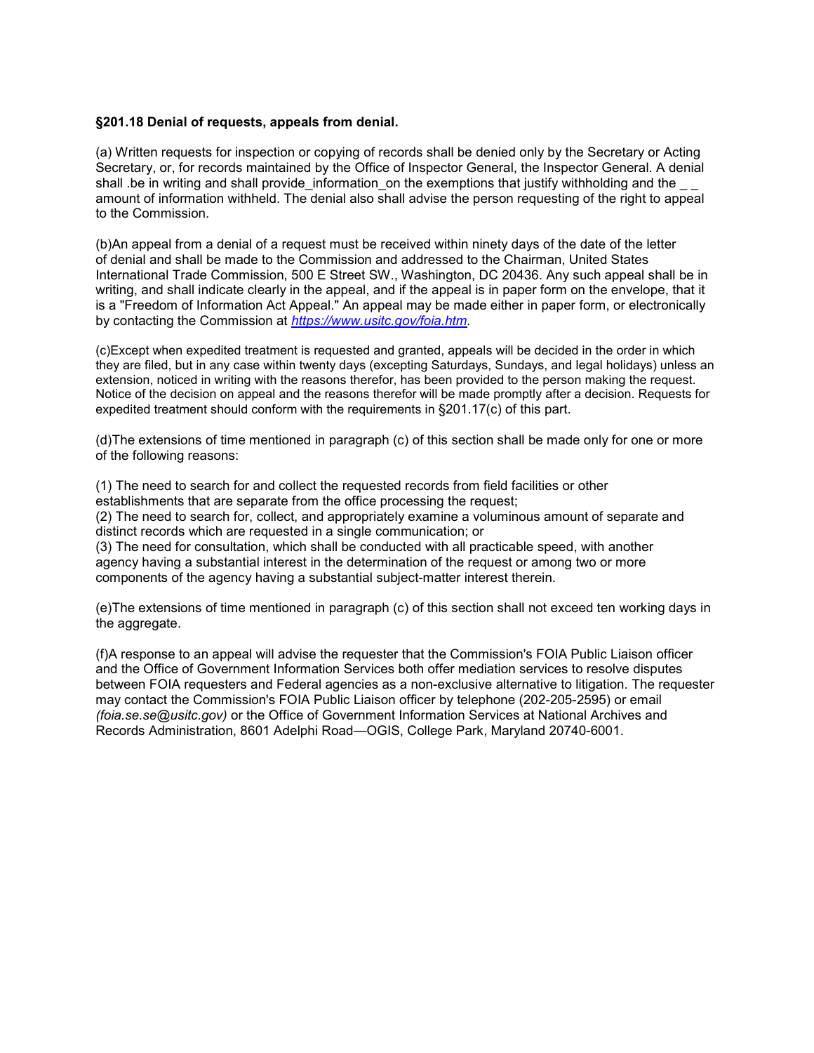**§201.18 Denial of requests, appeals from denial.**

(a) Written requests for inspection or copying of records shall be denied only by the Secretary or Acting Secretary, or, for records maintained by the Office of Inspector General, the Inspector General. A denial shall .be in writing and shall provide_information_on the exemptions that justify withholding and the _ _ amount of information withheld. The denial also shall advise the person requesting of the right to appeal to the Commission.

(b)An appeal from a denial of a request must be received within ninety days of the date of the letter of denial and shall be made to the Commission and addressed to the Chairman, United States International Trade Commission, 500 E Street SW., Washington, DC 20436. Any such appeal shall be in writing, and shall indicate clearly in the appeal, and if the appeal is in paper form on the envelope, that it is a "Freedom of Information Act Appeal." An appeal may be made either in paper form, or electronically by contacting the Commission at *https://www.usitc.gov/foia.htm*.

(c)Except when expedited treatment is requested and granted, appeals will be decided in the order in which they are filed, but in any case within twenty days (excepting Saturdays, Sundays, and legal holidays) unless an extension, noticed in writing with the reasons therefor, has been provided to the person making the request. Notice of the decision on appeal and the reasons therefor will be made promptly after a decision. Requests for expedited treatment should conform with the requirements in §201.17(c) of this part.

(d)The extensions of time mentioned in paragraph (c) of this section shall be made only for one or more of the following reasons:

(1) The need to search for and collect the requested records from field facilities or other establishments that are separate from the office processing the request;
(2) The need to search for, collect, and appropriately examine a voluminous amount of separate and distinct records which are requested in a single communication; or
(3) The need for consultation, which shall be conducted with all practicable speed, with another agency having a substantial interest in the determination of the request or among two or more components of the agency having a substantial subject-matter interest therein.

(e)The extensions of time mentioned in paragraph (c) of this section shall not exceed ten working days in the aggregate.

(f)A response to an appeal will advise the requester that the Commission's FOIA Public Liaison officer and the Office of Government Information Services both offer mediation services to resolve disputes between FOIA requesters and Federal agencies as a non-exclusive alternative to litigation. The requester may contact the Commission's FOIA Public Liaison officer by telephone (202-205-2595) or email *(foia.se.se@usitc.gov)* or the Office of Government Information Services at National Archives and Records Administration, 8601 Adelphi Road—OGIS, College Park, Maryland 20740-6001.